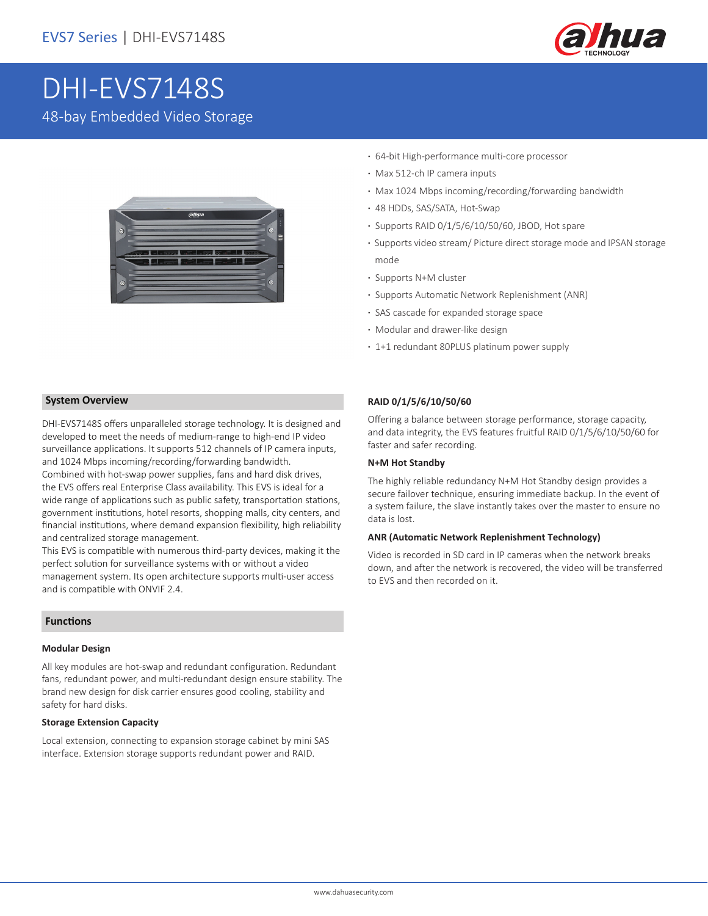EVS7 Series | DHI-EVS7148S

# DHI-EVS7148S

48-bay Embedded Video Storage

- 64-bit High-performance multi-core processor
- Max 512-ch IP camera inputs
- Max 1024 Mbps incoming/recording/forwarding bandwidth
- 48 HDDs, SAS/SATA, Hot-Swap
- Supports RAID 0/1/5/6/10/50/60, JBOD, Hot spare
- Supports video stream/ Picture direct storage mode and IPSAN storage mode
- Supports N+M cluster
- Supports Automatic Network Replenishment (ANR)
- SAS cascade for expanded storage space
- Modular and drawer-like design
- 1+1 redundant 80PLUS platinum power supply

## System Overview

DHI-EVS7148S offers unparalleled storage technology. It is designed and developed to meet the needs of medium-range to high-end IP video surveillance applications. It supports 512 channels of IP camera inputs, and 1024 Mbps incoming/recording/forwarding bandwidth.
Combined with hot-swap power supplies, fans and hard disk drives, the EVS offers real Enterprise Class availability. This EVS is ideal for a wide range of applications such as public safety, transportation stations, government institutions, hotel resorts, shopping malls, city centers, and financial institutions, where demand expansion flexibility, high reliability and centralized storage management.
This EVS is compatible with numerous third-party devices, making it the perfect solution for surveillance systems with or without a video management system. Its open architecture supports multi-user access and is compatible with ONVIF 2.4.

## Functions

### Modular Design

All key modules are hot-swap and redundant configuration. Redundant fans, redundant power, and multi-redundant design ensure stability. The brand new design for disk carrier ensures good cooling, stability and safety for hard disks.

### Storage Extension Capacity

Local extension, connecting to expansion storage cabinet by mini SAS interface. Extension storage supports redundant power and RAID.

### RAID 0/1/5/6/10/50/60

Offering a balance between storage performance, storage capacity, and data integrity, the EVS features fruitful RAID 0/1/5/6/10/50/60 for faster and safer recording.

### N+M Hot Standby

The highly reliable redundancy N+M Hot Standby design provides a secure failover technique, ensuring immediate backup. In the event of a system failure, the slave instantly takes over the master to ensure no data is lost.

### ANR (Automatic Network Replenishment Technology)

Video is recorded in SD card in IP cameras when the network breaks down, and after the network is recovered, the video will be transferred to EVS and then recorded on it.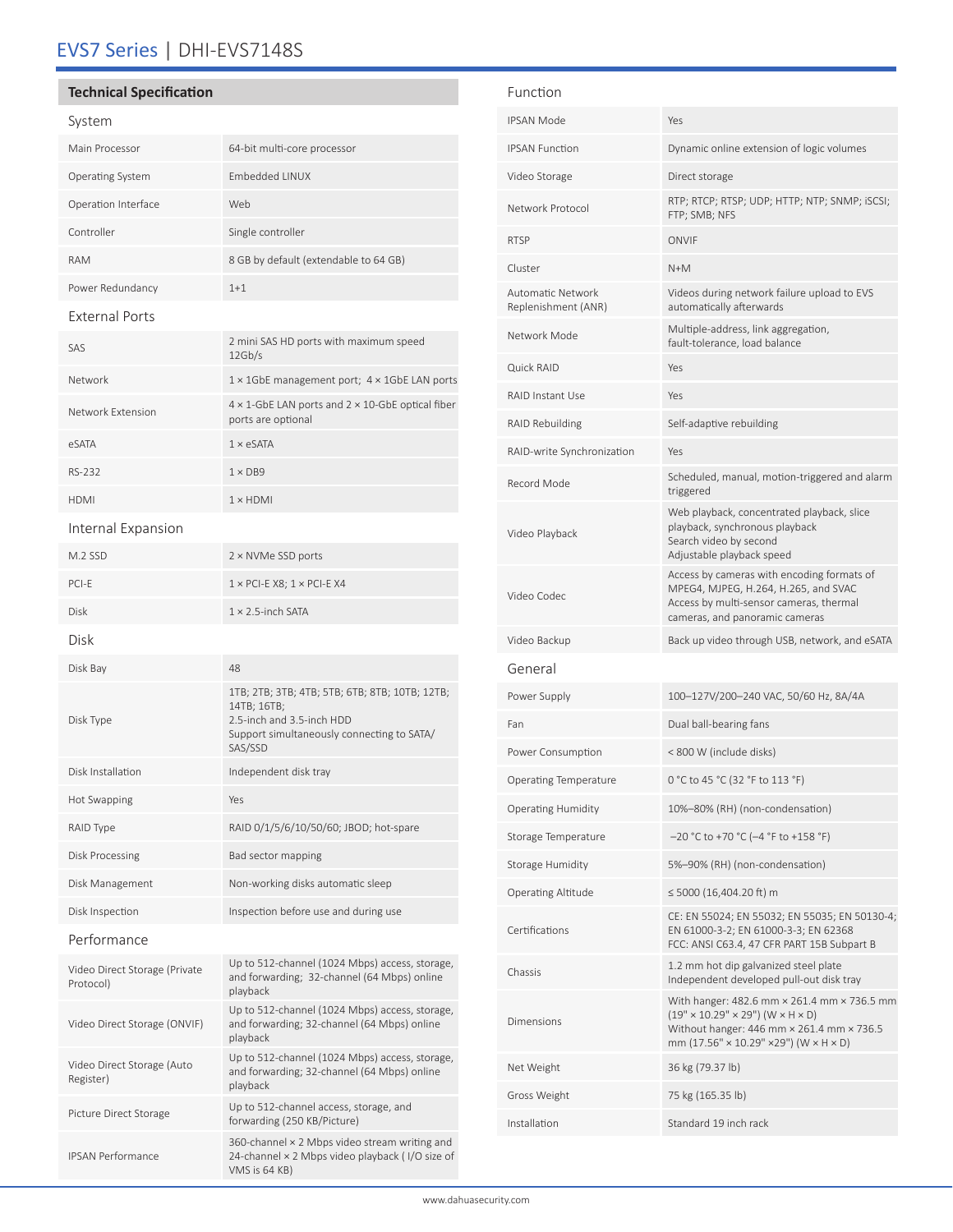# EVS7 Series | DHI-EVS7148S

## Technical Specification

### System

| | |
|---|---|
| Main Processor | 64-bit multi-core processor |
| Operating System | Embedded LINUX |
| Operation Interface | Web |
| Controller | Single controller |
| RAM | 8 GB by default (extendable to 64 GB) |
| Power Redundancy | 1+1 |

### External Ports

| | |
|---|---|
| SAS | 2 mini SAS HD ports with maximum speed 12Gb/s |
| Network | 1 × 1GbE management port; 4 × 1GbE LAN ports |
| Network Extension | 4 × 1-GbE LAN ports and 2 × 10-GbE optical fiber ports are optional |
| eSATA | 1 × eSATA |
| RS-232 | 1 × DB9 |
| HDMI | 1 × HDMI |

### Internal Expansion

| | |
|---|---|
| M.2 SSD | 2 × NVMe SSD ports |
| PCI-E | 1 × PCI-E X8; 1 × PCI-E X4 |
| Disk | 1 × 2.5-inch SATA |

### Disk

| | |
|---|---|
| Disk Bay | 48 |
| Disk Type | 1TB; 2TB; 3TB; 4TB; 5TB; 6TB; 8TB; 10TB; 12TB; 14TB; 16TB;<br>2.5-inch and 3.5-inch HDD<br>Support simultaneously connecting to SATA/ SAS/SSD |
| Disk Installation | Independent disk tray |
| Hot Swapping | Yes |
| RAID Type | RAID 0/1/5/6/10/50/60; JBOD; hot-spare |
| Disk Processing | Bad sector mapping |
| Disk Management | Non-working disks automatic sleep |
| Disk Inspection | Inspection before use and during use |

### Performance

| | |
|---|---|
| Video Direct Storage (Private Protocol) | Up to 512-channel (1024 Mbps) access, storage, and forwarding; 32-channel (64 Mbps) online playback |
| Video Direct Storage (ONVIF) | Up to 512-channel (1024 Mbps) access, storage, and forwarding; 32-channel (64 Mbps) online playback |
| Video Direct Storage (Auto Register) | Up to 512-channel (1024 Mbps) access, storage, and forwarding; 32-channel (64 Mbps) online playback |
| Picture Direct Storage | Up to 512-channel access, storage, and forwarding (250 KB/Picture) |
| IPSAN Performance | 360-channel × 2 Mbps video stream writing and 24-channel × 2 Mbps video playback ( I/O size of VMS is 64 KB) |

### Function

| | |
|---|---|
| IPSAN Mode | Yes |
| IPSAN Function | Dynamic online extension of logic volumes |
| Video Storage | Direct storage |
| Network Protocol | RTP; RTCP; RTSP; UDP; HTTP; NTP; SNMP; iSCSI; FTP; SMB; NFS |
| RTSP | ONVIF |
| Cluster | N+M |
| Automatic Network Replenishment (ANR) | Videos during network failure upload to EVS automatically afterwards |
| Network Mode | Multiple-address, link aggregation, fault-tolerance, load balance |
| Quick RAID | Yes |
| RAID Instant Use | Yes |
| RAID Rebuilding | Self-adaptive rebuilding |
| RAID-write Synchronization | Yes |
| Record Mode | Scheduled, manual, motion-triggered and alarm triggered |
| Video Playback | Web playback, concentrated playback, slice playback, synchronous playback<br>Search video by second<br>Adjustable playback speed |
| Video Codec | Access by cameras with encoding formats of MPEG4, MJPEG, H.264, H.265, and SVAC<br>Access by multi-sensor cameras, thermal cameras, and panoramic cameras |
| Video Backup | Back up video through USB, network, and eSATA |

### General

| | |
|---|---|
| Power Supply | 100–127V/200–240 VAC, 50/60 Hz, 8A/4A |
| Fan | Dual ball-bearing fans |
| Power Consumption | < 800 W (include disks) |
| Operating Temperature | 0 °C to 45 °C (32 °F to 113 °F) |
| Operating Humidity | 10%–80% (RH) (non-condensation) |
| Storage Temperature | –20 °C to +70 °C (–4 °F to +158 °F) |
| Storage Humidity | 5%–90% (RH) (non-condensation) |
| Operating Altitude | ≤ 5000 (16,404.20 ft) m |
| Certifications | CE: EN 55024; EN 55032; EN 55035; EN 50130-4; EN 61000-3-2; EN 61000-3-3; EN 62368<br>FCC: ANSI C63.4, 47 CFR PART 15B Subpart B |
| Chassis | 1.2 mm hot dip galvanized steel plate<br>Independent developed pull-out disk tray |
| Dimensions | With hanger: 482.6 mm × 261.4 mm × 736.5 mm (19" × 10.29" × 29") (W × H × D)<br>Without hanger: 446 mm × 261.4 mm × 736.5 mm (17.56" × 10.29" ×29") (W × H × D) |
| Net Weight | 36 kg (79.37 lb) |
| Gross Weight | 75 kg (165.35 lb) |
| Installation | Standard 19 inch rack |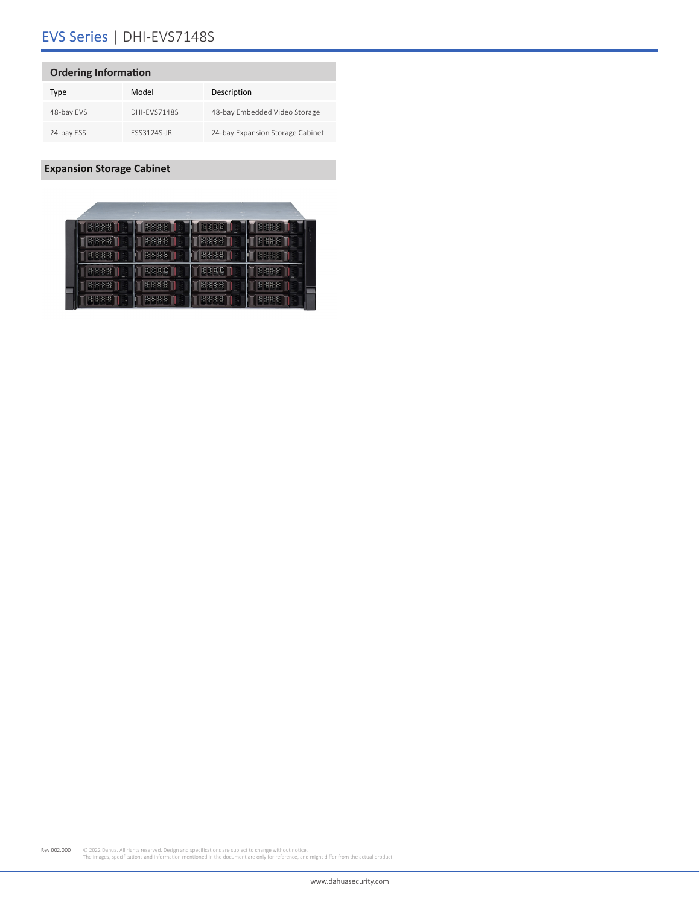## Ordering Information

| Type | Model | Description |
|---|---|---|
| 48-bay EVS | DHI-EVS7148S | 48-bay Embedded Video Storage |
| 24-bay ESS | ESS3124S-JR | 24-bay Expansion Storage Cabinet |

## Expansion Storage Cabinet

Rev 002.000 © 2022 Dahua. All rights reserved. Design and specifications are subject to change without notice.
The images, specifications and information mentioned in the document are only for reference, and might differ from the actual product.